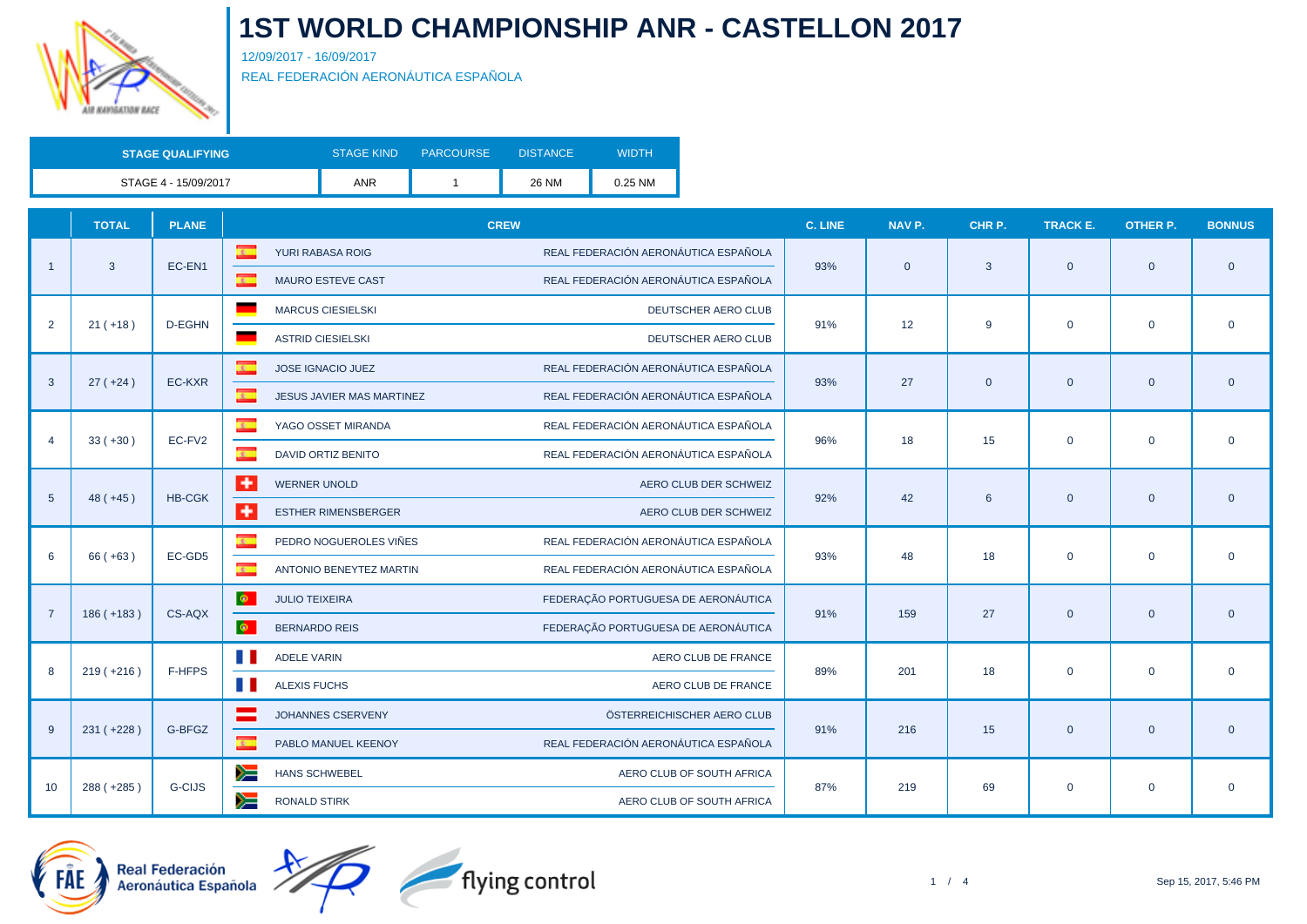# 1ST WORLD CHAMPIONSHIP ANR - CASTELLON 2017

12/09/2017 - 16/09/2017

REAL FEDERACIÓN AERONÁUTICA ESPAÑOLA

| STAGE QUALIFYING | STAGE KIND | PARCOURSE | DISTANCE | WIDTH |
| --- | --- | --- | --- | --- |
| STAGE 4 - 15/09/2017 | ANR | 1 | 26 NM | 0.25 NM |

| | TOTAL | PLANE | CREW | | C. LINE | NAV P. | CHR P. | TRACK E. | OTHER P. | BONNUS |
| --- | --- | --- | --- | --- | --- | --- | --- | --- | --- | --- |
| 1 | 3 | EC-EN1 | YURI RABASA ROIG | REAL FEDERACIÓN AERONÁUTICA ESPAÑOLA | 93% | 0 | 3 | 0 | 0 | 0 |
| | | | MAURO ESTEVE CAST | REAL FEDERACIÓN AERONÁUTICA ESPAÑOLA | | | | | | |
| 2 | 21 ( +18 ) | D-EGHN | MARCUS CIESIELSKI | DEUTSCHER AERO CLUB | 91% | 12 | 9 | 0 | 0 | 0 |
| | | | ASTRID CIESIELSKI | DEUTSCHER AERO CLUB | | | | | | |
| 3 | 27 ( +24 ) | EC-KXR | JOSE IGNACIO JUEZ | REAL FEDERACIÓN AERONÁUTICA ESPAÑOLA | 93% | 27 | 0 | 0 | 0 | 0 |
| | | | JESUS JAVIER MAS MARTINEZ | REAL FEDERACIÓN AERONÁUTICA ESPAÑOLA | | | | | | |
| 4 | 33 ( +30 ) | EC-FV2 | YAGO OSSET MIRANDA | REAL FEDERACIÓN AERONÁUTICA ESPAÑOLA | 96% | 18 | 15 | 0 | 0 | 0 |
| | | | DAVID ORTIZ BENITO | REAL FEDERACIÓN AERONÁUTICA ESPAÑOLA | | | | | | |
| 5 | 48 ( +45 ) | HB-CGK | WERNER UNOLD | AERO CLUB DER SCHWEIZ | 92% | 42 | 6 | 0 | 0 | 0 |
| | | | ESTHER RIMENSBERGER | AERO CLUB DER SCHWEIZ | | | | | | |
| 6 | 66 ( +63 ) | EC-GD5 | PEDRO NOGUEROLES VIÑES | REAL FEDERACIÓN AERONÁUTICA ESPAÑOLA | 93% | 48 | 18 | 0 | 0 | 0 |
| | | | ANTONIO BENEYTEZ MARTIN | REAL FEDERACIÓN AERONÁUTICA ESPAÑOLA | | | | | | |
| 7 | 186 ( +183 ) | CS-AQX | JULIO TEIXEIRA | FEDERAÇÃO PORTUGUESA DE AERONÁUTICA | 91% | 159 | 27 | 0 | 0 | 0 |
| | | | BERNARDO REIS | FEDERAÇÃO PORTUGUESA DE AERONÁUTICA | | | | | | |
| 8 | 219 ( +216 ) | F-HFPS | ADELE VARIN | AERO CLUB DE FRANCE | 89% | 201 | 18 | 0 | 0 | 0 |
| | | | ALEXIS FUCHS | AERO CLUB DE FRANCE | | | | | | |
| 9 | 231 ( +228 ) | G-BFGZ | JOHANNES CSERVENY | ÖSTERREICHISCHER AERO CLUB | 91% | 216 | 15 | 0 | 0 | 0 |
| | | | PABLO MANUEL KEENOY | REAL FEDERACIÓN AERONÁUTICA ESPAÑOLA | | | | | | |
| 10 | 288 ( +285 ) | G-CIJS | HANS SCHWEBEL | AERO CLUB OF SOUTH AFRICA | 87% | 219 | 69 | 0 | 0 | 0 |
| | | | RONALD STIRK | AERO CLUB OF SOUTH AFRICA | | | | | | |

Real Federación Aeronáutica Española

flying control

Sep 15, 2017, 5:46 PM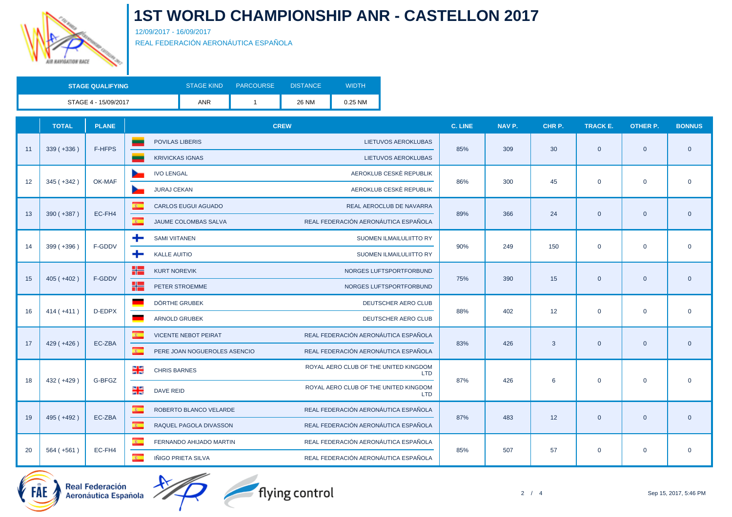# 1ST WORLD CHAMPIONSHIP ANR - CASTELLON 2017

12/09/2017 - 16/09/2017

REAL FEDERACIÓN AERONÁUTICA ESPAÑOLA

| STAGE QUALIFYING | STAGE KIND | PARCOURSE | DISTANCE | WIDTH |
|---|---|---|---|---|
| STAGE 4 - 15/09/2017 | ANR | 1 | 26 NM | 0.25 NM |

| | TOTAL | PLANE | CREW | | C. LINE | NAV P. | CHR P. | TRACK E. | OTHER P. | BONNUS |
|---|---|---|---|---|---|---|---|---|---|---|
| 11 | 339 ( +336 ) | F-HFPS | POVILAS LIBERIS | LIETUVOS AEROKLUBAS | 85% | 309 | 30 | 0 | 0 | 0 |
| | | | KRIVICKAS IGNAS | LIETUVOS AEROKLUBAS | | | | | | |
| 12 | 345 ( +342 ) | OK-MAF | IVO LENGAL | AEROKLUB CESKÉ REPUBLIK | 86% | 300 | 45 | 0 | 0 | 0 |
| | | | JURAJ CEKAN | AEROKLUB CESKÉ REPUBLIK | | | | | | |
| 13 | 390 ( +387 ) | EC-FH4 | CARLOS EUGUI AGUADO | REAL AEROCLUB DE NAVARRA | 89% | 366 | 24 | 0 | 0 | 0 |
| | | | JAUME COLOMBAS SALVA | REAL FEDERACIÓN AERONÁUTICA ESPAÑOLA | | | | | | |
| 14 | 399 ( +396 ) | F-GDDV | SAMI VIITANEN | SUOMEN ILMAILULIITTO RY | 90% | 249 | 150 | 0 | 0 | 0 |
| | | | KALLE AUITIO | SUOMEN ILMAILULIITTO RY | | | | | | |
| 15 | 405 ( +402 ) | F-GDDV | KURT NOREVIK | NORGES LUFTSPORTFORBUND | 75% | 390 | 15 | 0 | 0 | 0 |
| | | | PETER STROEMME | NORGES LUFTSPORTFORBUND | | | | | | |
| 16 | 414 ( +411 ) | D-EDPX | DÖRTHE GRUBEK | DEUTSCHER AERO CLUB | 88% | 402 | 12 | 0 | 0 | 0 |
| | | | ARNOLD GRUBEK | DEUTSCHER AERO CLUB | | | | | | |
| 17 | 429 ( +426 ) | EC-ZBA | VICENTE NEBOT PEIRAT | REAL FEDERACIÓN AERONÁUTICA ESPAÑOLA | 83% | 426 | 3 | 0 | 0 | 0 |
| | | | PERE JOAN NOGUEROLES ASENCIO | REAL FEDERACIÓN AERONÁUTICA ESPAÑOLA | | | | | | |
| 18 | 432 ( +429 ) | G-BFGZ | CHRIS BARNES | ROYAL AERO CLUB OF THE UNITED KINGDOM LTD | 87% | 426 | 6 | 0 | 0 | 0 |
| | | | DAVE REID | ROYAL AERO CLUB OF THE UNITED KINGDOM LTD | | | | | | |
| 19 | 495 ( +492 ) | EC-ZBA | ROBERTO BLANCO VELARDE | REAL FEDERACIÓN AERONÁUTICA ESPAÑOLA | 87% | 483 | 12 | 0 | 0 | 0 |
| | | | RAQUEL PAGOLA DIVASSON | REAL FEDERACIÓN AERONÁUTICA ESPAÑOLA | | | | | | |
| 20 | 564 ( +561 ) | EC-FH4 | FERNANDO AHIJADO MARTIN | REAL FEDERACIÓN AERONÁUTICA ESPAÑOLA | 85% | 507 | 57 | 0 | 0 | 0 |
| | | | IÑIGO PRIETA SILVA | REAL FEDERACIÓN AERONÁUTICA ESPAÑOLA | | | | | | |

Sep 15, 2017, 5:46 PM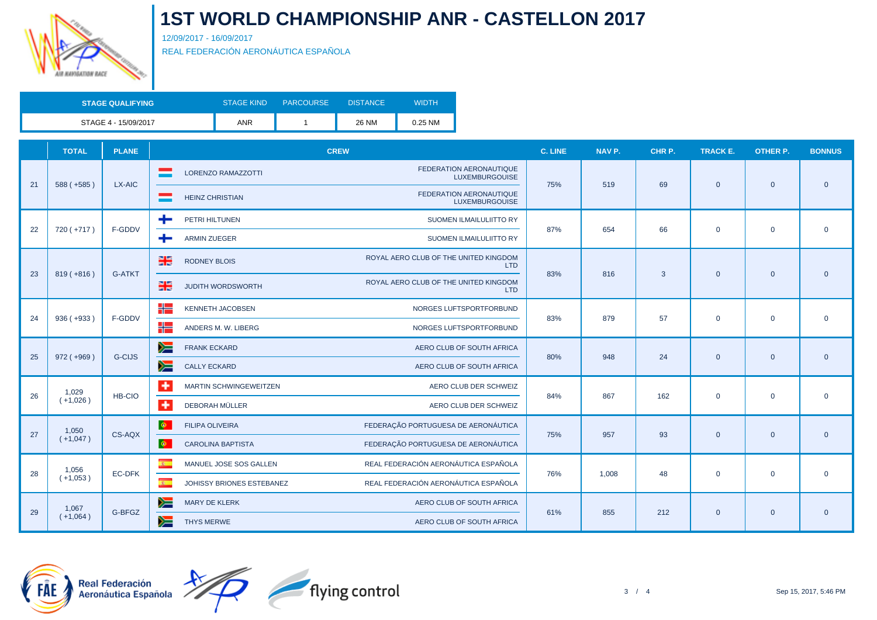# 1ST WORLD CHAMPIONSHIP ANR - CASTELLON 2017

12/09/2017 - 16/09/2017

REAL FEDERACIÓN AERONÁUTICA ESPAÑOLA

| STAGE QUALIFYING | STAGE KIND | PARCOURSE | DISTANCE | WIDTH |
|---|---|---|---|---|
| STAGE 4 - 15/09/2017 | ANR | 1 | 26 NM | 0.25 NM |

| | TOTAL | PLANE | CREW | | C. LINE | NAV P. | CHR P. | TRACK E. | OTHER P. | BONNUS |
|---|---|---|---|---|---|---|---|---|---|---|
| 21 | 588 ( +585 ) | LX-AIC | LORENZO RAMAZZOTTI | FEDERATION AERONAUTIQUE LUXEMBURGOUISE | 75% | 519 | 69 | 0 | 0 | 0 |
| | | | HEINZ CHRISTIAN | FEDERATION AERONAUTIQUE LUXEMBURGOUISE | | | | | | |
| 22 | 720 ( +717 ) | F-GDDV | PETRI HILTUNEN | SUOMEN ILMAILULIITTO RY | 87% | 654 | 66 | 0 | 0 | 0 |
| | | | ARMIN ZUEGER | SUOMEN ILMAILULIITTO RY | | | | | | |
| 23 | 819 ( +816 ) | G-ATKT | RODNEY BLOIS | ROYAL AERO CLUB OF THE UNITED KINGDOM LTD | 83% | 816 | 3 | 0 | 0 | 0 |
| | | | JUDITH WORDSWORTH | ROYAL AERO CLUB OF THE UNITED KINGDOM LTD | | | | | | |
| 24 | 936 ( +933 ) | F-GDDV | KENNETH JACOBSEN | NORGES LUFTSPORTFORBUND | 83% | 879 | 57 | 0 | 0 | 0 |
| | | | ANDERS M. W. LIBERG | NORGES LUFTSPORTFORBUND | | | | | | |
| 25 | 972 ( +969 ) | G-CIJS | FRANK ECKARD | AERO CLUB OF SOUTH AFRICA | 80% | 948 | 24 | 0 | 0 | 0 |
| | | | CALLY ECKARD | AERO CLUB OF SOUTH AFRICA | | | | | | |
| 26 | 1,029 ( +1,026 ) | HB-CIO | MARTIN SCHWINGEWEITZEN | AERO CLUB DER SCHWEIZ | 84% | 867 | 162 | 0 | 0 | 0 |
| | | | DEBORAH MÜLLER | AERO CLUB DER SCHWEIZ | | | | | | |
| 27 | 1,050 ( +1,047 ) | CS-AQX | FILIPA OLIVEIRA | FEDERAÇÃO PORTUGUESA DE AERONÁUTICA | 75% | 957 | 93 | 0 | 0 | 0 |
| | | | CAROLINA BAPTISTA | FEDERAÇÃO PORTUGUESA DE AERONÁUTICA | | | | | | |
| 28 | 1,056 ( +1,053 ) | EC-DFK | MANUEL JOSE SOS GALLEN | REAL FEDERACIÓN AERONÁUTICA ESPAÑOLA | 76% | 1,008 | 48 | 0 | 0 | 0 |
| | | | JOHISSY BRIONES ESTEBANEZ | REAL FEDERACIÓN AERONÁUTICA ESPAÑOLA | | | | | | |
| 29 | 1,067 ( +1,064 ) | G-BFGZ | MARY DE KLERK | AERO CLUB OF SOUTH AFRICA | 61% | 855 | 212 | 0 | 0 | 0 |
| | | | THYS MERWE | AERO CLUB OF SOUTH AFRICA | | | | | | |

Real Federación Aeronáutica Española

flying control

Sep 15, 2017, 5:46 PM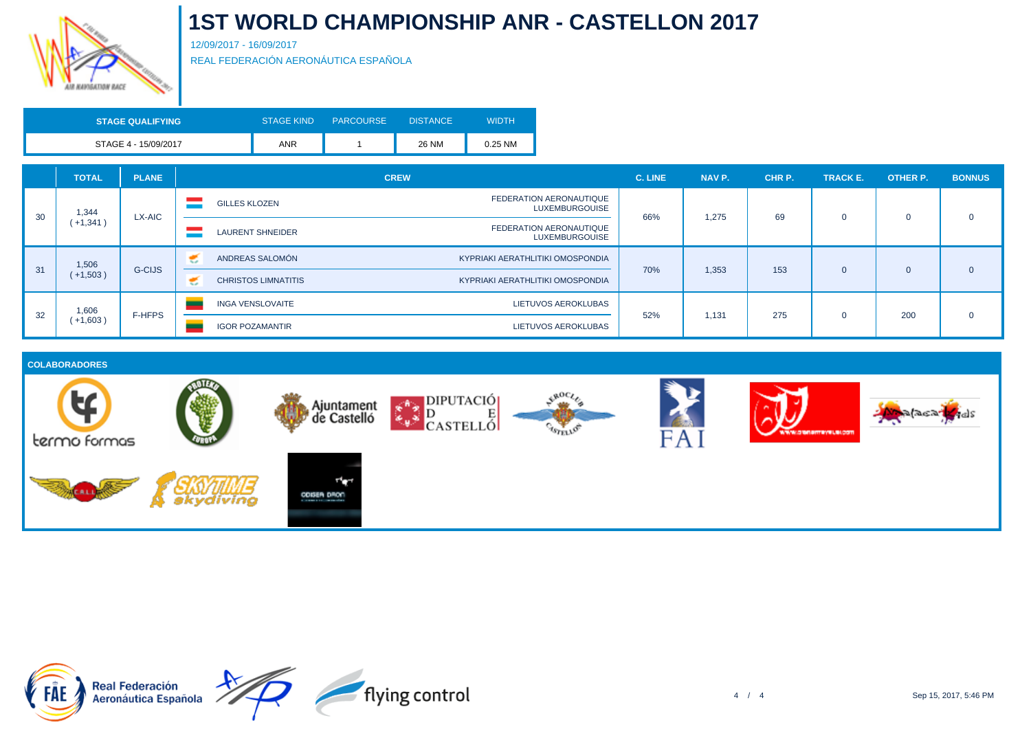# 1ST WORLD CHAMPIONSHIP ANR - CASTELLON 2017

12/09/2017 - 16/09/2017

REAL FEDERACIÓN AERONÁUTICA ESPAÑOLA

| STAGE QUALIFYING | STAGE KIND | PARCOURSE | DISTANCE | WIDTH |
|---|---|---|---|---|
| STAGE 4 - 15/09/2017 | ANR | 1 | 26 NM | 0.25 NM |

| | TOTAL | PLANE | CREW | | C. LINE | NAV P. | CHR P. | TRACK E. | OTHER P. | BONNUS |
|---|---|---|---|---|---|---|---|---|---|---|
| 30 | 1,344 ( +1,341 ) | LX-AIC | GILLES KLOZEN | FEDERATION AERONAUTIQUE LUXEMBURGOUISE | 66% | 1,275 | 69 | 0 | 0 | 0 |
| | | | LAURENT SHNEIDER | FEDERATION AERONAUTIQUE LUXEMBURGOUISE | | | | | | |
| 31 | 1,506 ( +1,503 ) | G-CIJS | ANDREAS SALOMÓN | KYPRIAKI AERATHLITIKI OMOSPONDIA | 70% | 1,353 | 153 | 0 | 0 | 0 |
| | | | CHRISTOS LIMNATITIS | KYPRIAKI AERATHLITIKI OMOSPONDIA | | | | | | |
| 32 | 1,606 ( +1,603 ) | F-HFPS | INGA VENSLOVAITE | LIETUVOS AEROKLUBAS | 52% | 1,131 | 275 | 0 | 200 | 0 |
| | | | IGOR POZAMANTIR | LIETUVOS AEROKLUBAS | | | | | | |

## COLABORADORES

Sep 15, 2017, 5:46 PM